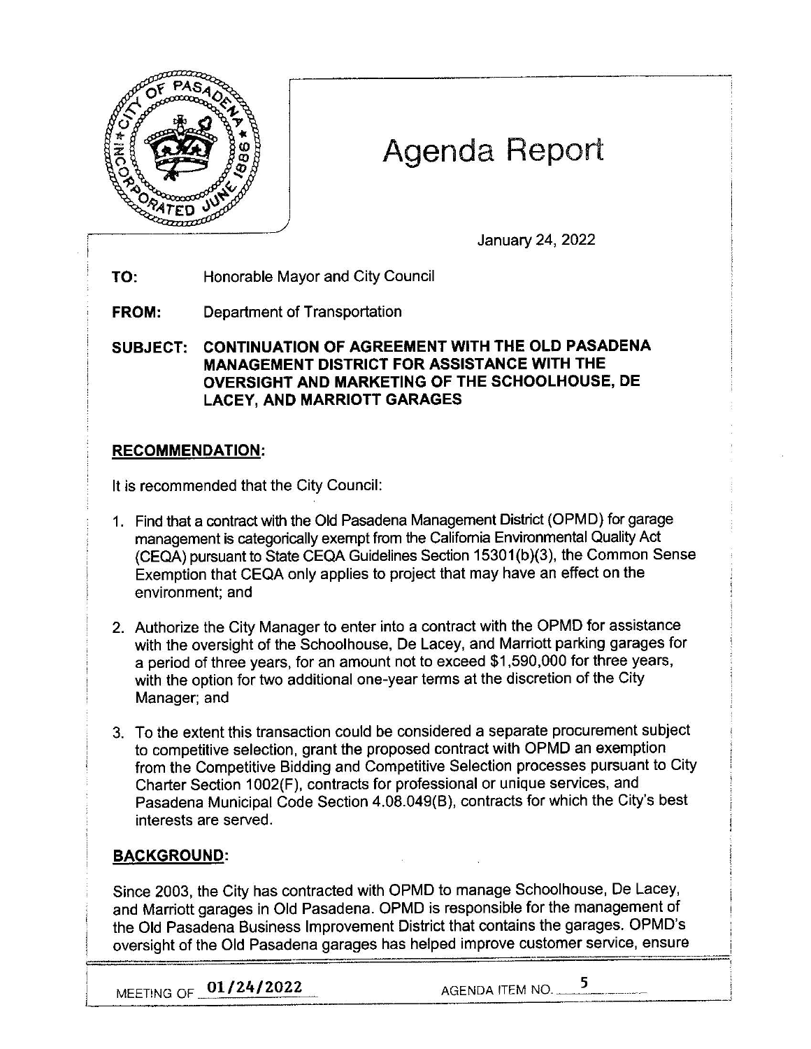# Agenda Report

January 24, 2022

**TO:** Honorable Mayor and City Council

**FROM:** Department of Transportation

**SUBJECT: CONTINUATION OF AGREEMENT WITH THE OLD PASADENA MANAGEMENT DISTRICT FOR ASSISTANCE WITH THE OVERSIGHT AND MARKETING OF THE SCHOOLHOUSE, DE LACEY, AND MARRIOTT GARAGES**

## RECOMMENDATION:

It is recommended that the City Council:

1. Find that a contract with the Old Pasadena Management District (OPMD) for garage management is categorically exempt from the California Environmental Quality Act (CEQA) pursuant to State CEQA Guidelines Section 15301(b)(3), the Common Sense Exemption that CEQA only applies to project that may have an effect on the environment; and

2. Authorize the City Manager to enter into a contract with the OPMD for assistance with the oversight of the Schoolhouse, De Lacey, and Marriott parking garages for a period of three years, for an amount not to exceed $1,590,000 for three years, with the option for two additional one-year terms at the discretion of the City Manager; and

3. To the extent this transaction could be considered a separate procurement subject to competitive selection, grant the proposed contract with OPMD an exemption from the Competitive Bidding and Competitive Selection processes pursuant to City Charter Section 1002(F), contracts for professional or unique services, and Pasadena Municipal Code Section 4.08.049(B), contracts for which the City's best interests are served.

## BACKGROUND:

Since 2003, the City has contracted with OPMD to manage Schoolhouse, De Lacey, and Marriott garages in Old Pasadena. OPMD is responsible for the management of the Old Pasadena Business Improvement District that contains the garages. OPMD's oversight of the Old Pasadena garages has helped improve customer service, ensure

MEETING OF 01/24/2022 AGENDA ITEM NO. 5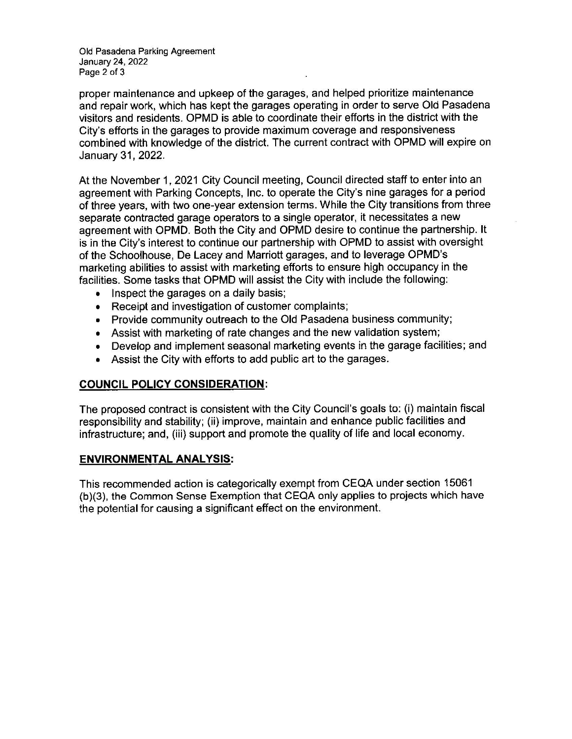proper maintenance and upkeep of the garages, and helped prioritize maintenance and repair work, which has kept the garages operating in order to serve Old Pasadena visitors and residents. OPMD is able to coordinate their efforts in the district with the City's efforts in the garages to provide maximum coverage and responsiveness combined with knowledge of the district. The current contract with OPMD will expire on January 31, 2022.

At the November 1, 2021 City Council meeting, Council directed staff to enter into an agreement with Parking Concepts, Inc. to operate the City's nine garages for a period of three years, with two one-year extension terms. While the City transitions from three separate contracted garage operators to a single operator, it necessitates a new agreement with OPMD. Both the City and OPMD desire to continue the partnership. It is in the City's interest to continue our partnership with OPMD to assist with oversight of the Schoolhouse, De Lacey and Marriott garages, and to leverage OPMD's marketing abilities to assist with marketing efforts to ensure high occupancy in the facilities. Some tasks that OPMD will assist the City with include the following:

- Inspect the garages on a daily basis;
- Receipt and investigation of customer complaints;
- Provide community outreach to the Old Pasadena business community;
- Assist with marketing of rate changes and the new validation system;
- Develop and implement seasonal marketing events in the garage facilities; and
- Assist the City with efforts to add public art to the garages.

## COUNCIL POLICY CONSIDERATION:

The proposed contract is consistent with the City Council's goals to: (i) maintain fiscal responsibility and stability; (ii) improve, maintain and enhance public facilities and infrastructure; and, (iii) support and promote the quality of life and local economy.

## ENVIRONMENTAL ANALYSIS:

This recommended action is categorically exempt from CEQA under section 15061 (b)(3), the Common Sense Exemption that CEQA only applies to projects which have the potential for causing a significant effect on the environment.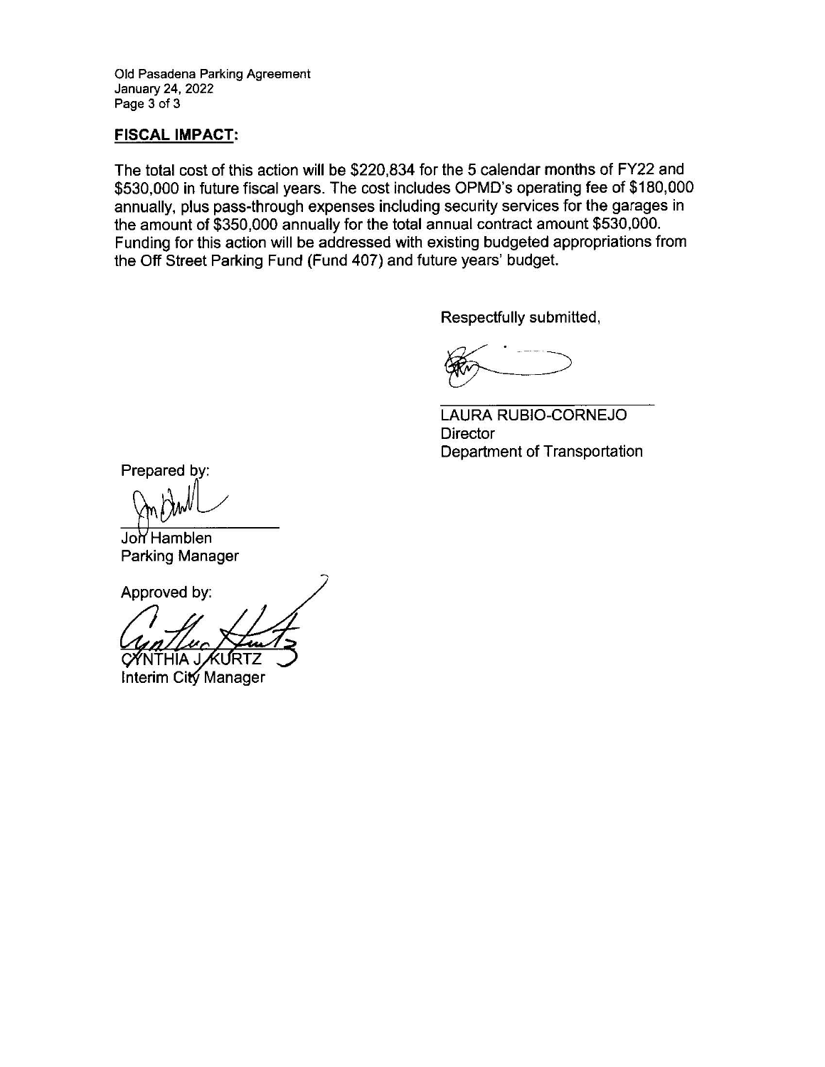## FISCAL IMPACT:

The total cost of this action will be $220,834 for the 5 calendar months of FY22 and $530,000 in future fiscal years. The cost includes OPMD's operating fee of $180,000 annually, plus pass-through expenses including security services for the garages in the amount of $350,000 annually for the total annual contract amount $530,000. Funding for this action will be addressed with existing budgeted appropriations from the Off Street Parking Fund (Fund 407) and future years' budget.

Respectfully submitted,

LAURA RUBIO-CORNEJO
Director
Department of Transportation

Prepared by:

Jon Hamblen
Parking Manager

Approved by:

CYNTHIA J. KURTZ
Interim City Manager